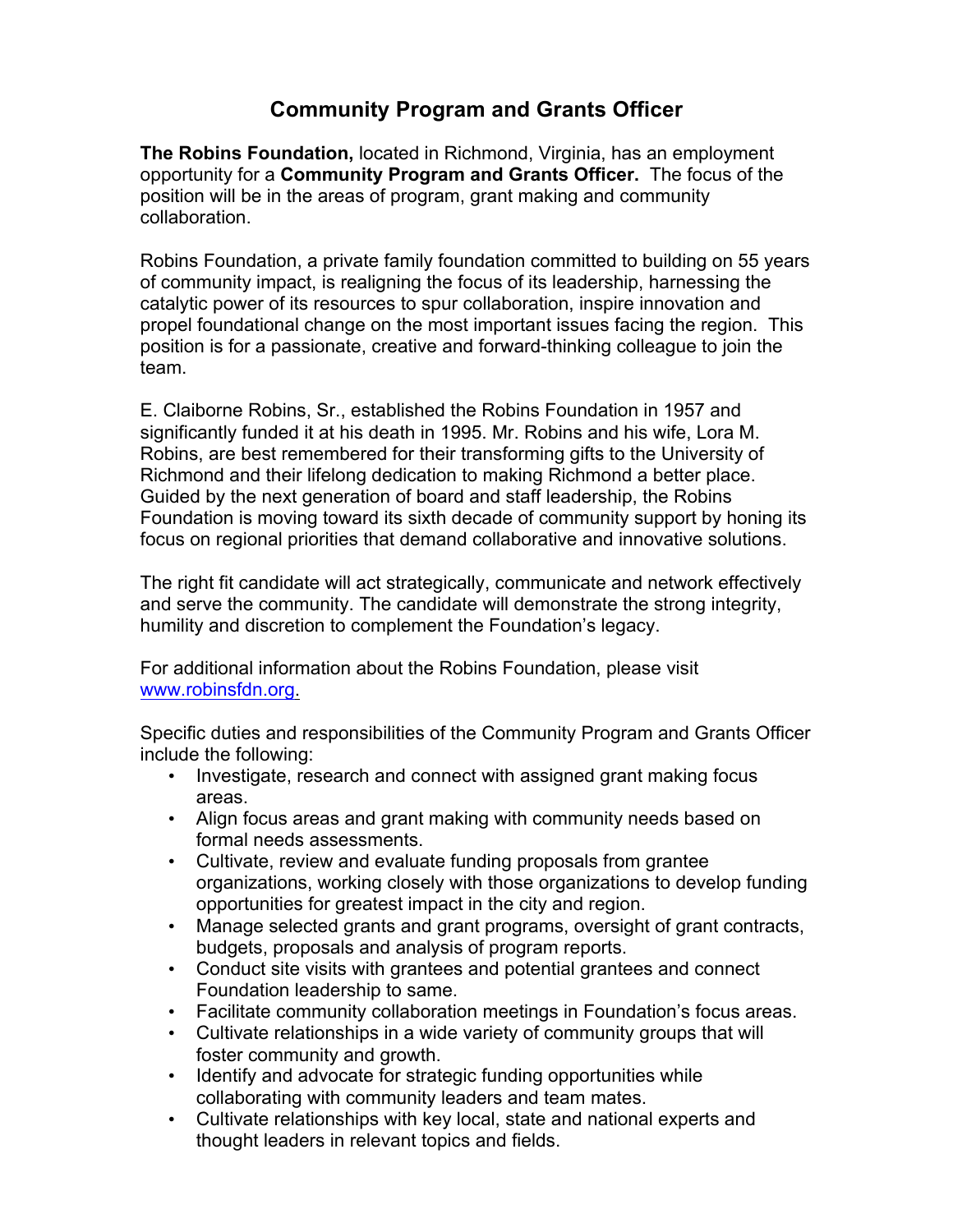# Community Program and Grants Officer

**The Robins Foundation,** located in Richmond, Virginia, has an employment opportunity for a **Community Program and Grants Officer.** The focus of the position will be in the areas of program, grant making and community collaboration.

Robins Foundation, a private family foundation committed to building on 55 years of community impact, is realigning the focus of its leadership, harnessing the catalytic power of its resources to spur collaboration, inspire innovation and propel foundational change on the most important issues facing the region. This position is for a passionate, creative and forward-thinking colleague to join the team.

E. Claiborne Robins, Sr., established the Robins Foundation in 1957 and significantly funded it at his death in 1995. Mr. Robins and his wife, Lora M. Robins, are best remembered for their transforming gifts to the University of Richmond and their lifelong dedication to making Richmond a better place. Guided by the next generation of board and staff leadership, the Robins Foundation is moving toward its sixth decade of community support by honing its focus on regional priorities that demand collaborative and innovative solutions.

The right fit candidate will act strategically, communicate and network effectively and serve the community. The candidate will demonstrate the strong integrity, humility and discretion to complement the Foundation's legacy.

For additional information about the Robins Foundation, please visit www.robinsfdn.org.

Specific duties and responsibilities of the Community Program and Grants Officer include the following:

- Investigate, research and connect with assigned grant making focus areas.
- Align focus areas and grant making with community needs based on formal needs assessments.
- Cultivate, review and evaluate funding proposals from grantee organizations, working closely with those organizations to develop funding opportunities for greatest impact in the city and region.
- Manage selected grants and grant programs, oversight of grant contracts, budgets, proposals and analysis of program reports.
- Conduct site visits with grantees and potential grantees and connect Foundation leadership to same.
- Facilitate community collaboration meetings in Foundation's focus areas.
- Cultivate relationships in a wide variety of community groups that will foster community and growth.
- Identify and advocate for strategic funding opportunities while collaborating with community leaders and team mates.
- Cultivate relationships with key local, state and national experts and thought leaders in relevant topics and fields.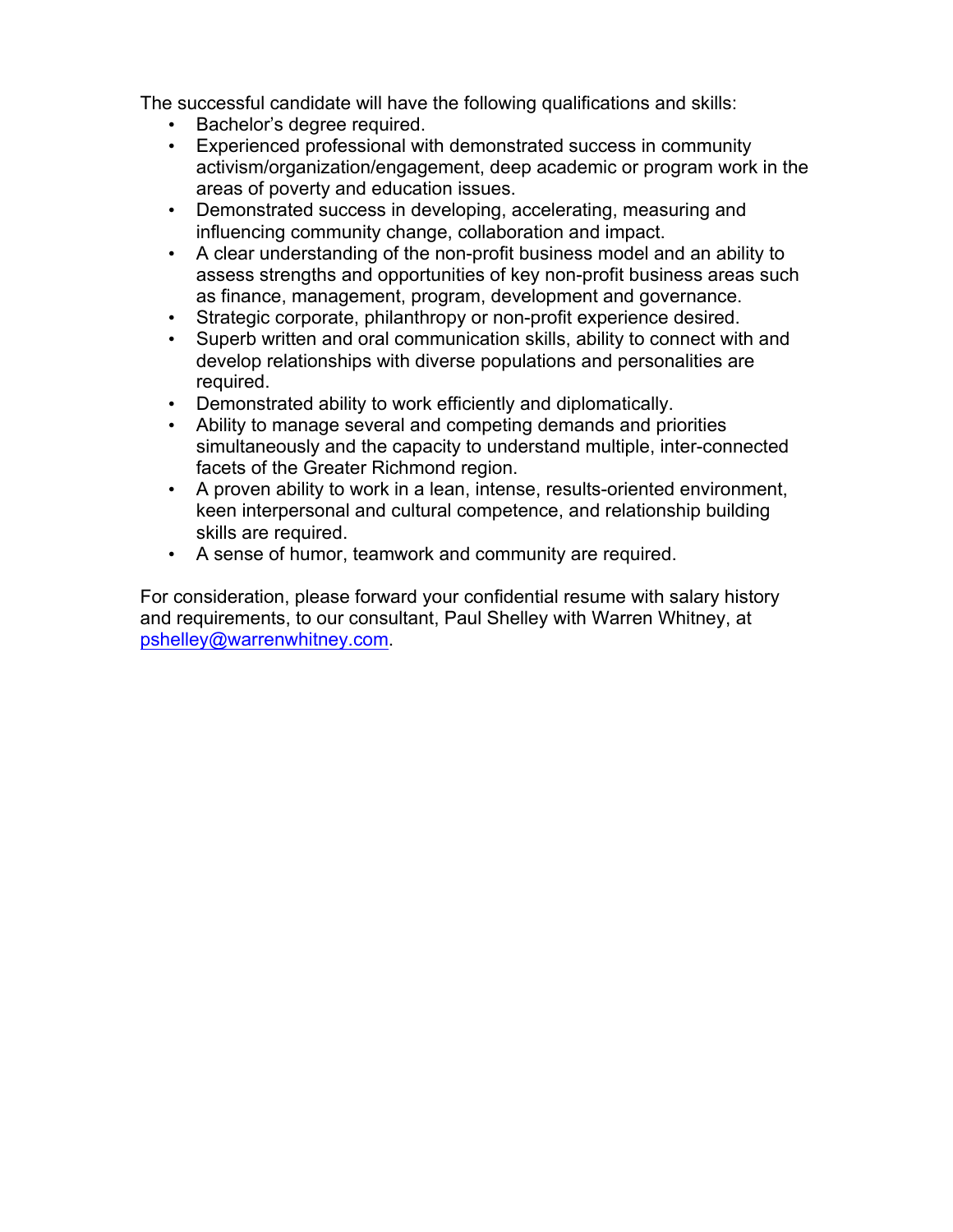The successful candidate will have the following qualifications and skills:

- Bachelor's degree required.
- Experienced professional with demonstrated success in community activism/organization/engagement, deep academic or program work in the areas of poverty and education issues.
- Demonstrated success in developing, accelerating, measuring and influencing community change, collaboration and impact.
- A clear understanding of the non-profit business model and an ability to assess strengths and opportunities of key non-profit business areas such as finance, management, program, development and governance.
- Strategic corporate, philanthropy or non-profit experience desired.
- Superb written and oral communication skills, ability to connect with and develop relationships with diverse populations and personalities are required.
- Demonstrated ability to work efficiently and diplomatically.
- Ability to manage several and competing demands and priorities simultaneously and the capacity to understand multiple, inter-connected facets of the Greater Richmond region.
- A proven ability to work in a lean, intense, results-oriented environment, keen interpersonal and cultural competence, and relationship building skills are required.
- A sense of humor, teamwork and community are required.

For consideration, please forward your confidential resume with salary history and requirements, to our consultant, Paul Shelley with Warren Whitney, at pshelley@warrenwhitney.com.